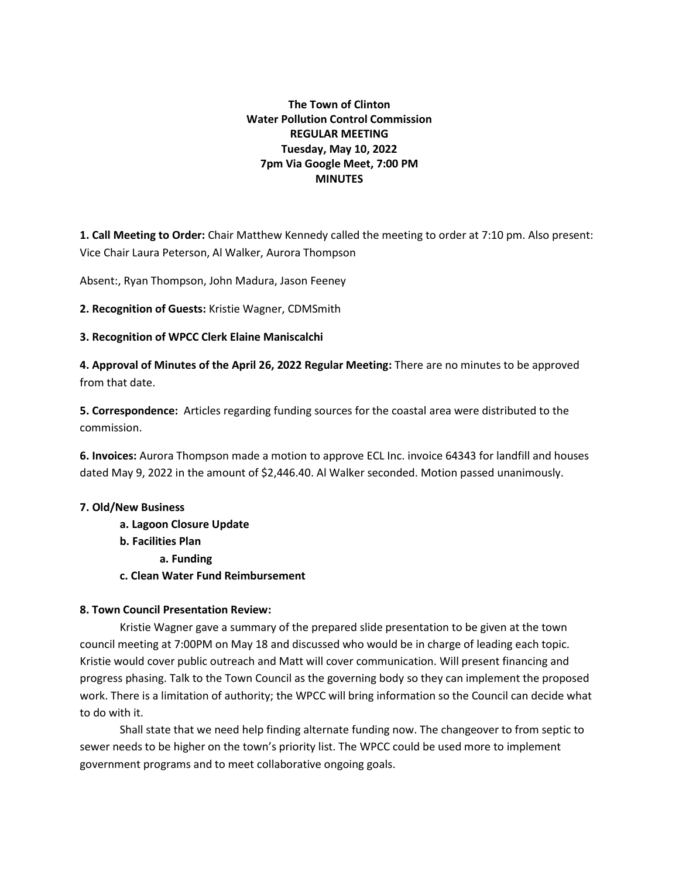**The Town of Clinton**
**Water Pollution Control Commission**
**REGULAR MEETING**
**Tuesday, May 10, 2022**
**7pm Via Google Meet, 7:00 PM**
**MINUTES**

**1. Call Meeting to Order:** Chair Matthew Kennedy called the meeting to order at 7:10 pm. Also present: Vice Chair Laura Peterson, Al Walker, Aurora Thompson

Absent:, Ryan Thompson, John Madura, Jason Feeney

**2. Recognition of Guests:** Kristie Wagner, CDMSmith

**3. Recognition of WPCC Clerk Elaine Maniscalchi**

**4. Approval of Minutes of the April 26, 2022 Regular Meeting:** There are no minutes to be approved from that date.

**5. Correspondence:** Articles regarding funding sources for the coastal area were distributed to the commission.

**6. Invoices:** Aurora Thompson made a motion to approve ECL Inc. invoice 64343 for landfill and houses dated May 9, 2022 in the amount of $2,446.40. Al Walker seconded. Motion passed unanimously.

**7. Old/New Business**

- **a. Lagoon Closure Update**
- **b. Facilities Plan**
  - **a. Funding**
- **c. Clean Water Fund Reimbursement**

**8. Town Council Presentation Review:**

Kristie Wagner gave a summary of the prepared slide presentation to be given at the town council meeting at 7:00PM on May 18 and discussed who would be in charge of leading each topic. Kristie would cover public outreach and Matt will cover communication. Will present financing and progress phasing. Talk to the Town Council as the governing body so they can implement the proposed work. There is a limitation of authority; the WPCC will bring information so the Council can decide what to do with it.

Shall state that we need help finding alternate funding now. The changeover to from septic to sewer needs to be higher on the town's priority list. The WPCC could be used more to implement government programs and to meet collaborative ongoing goals.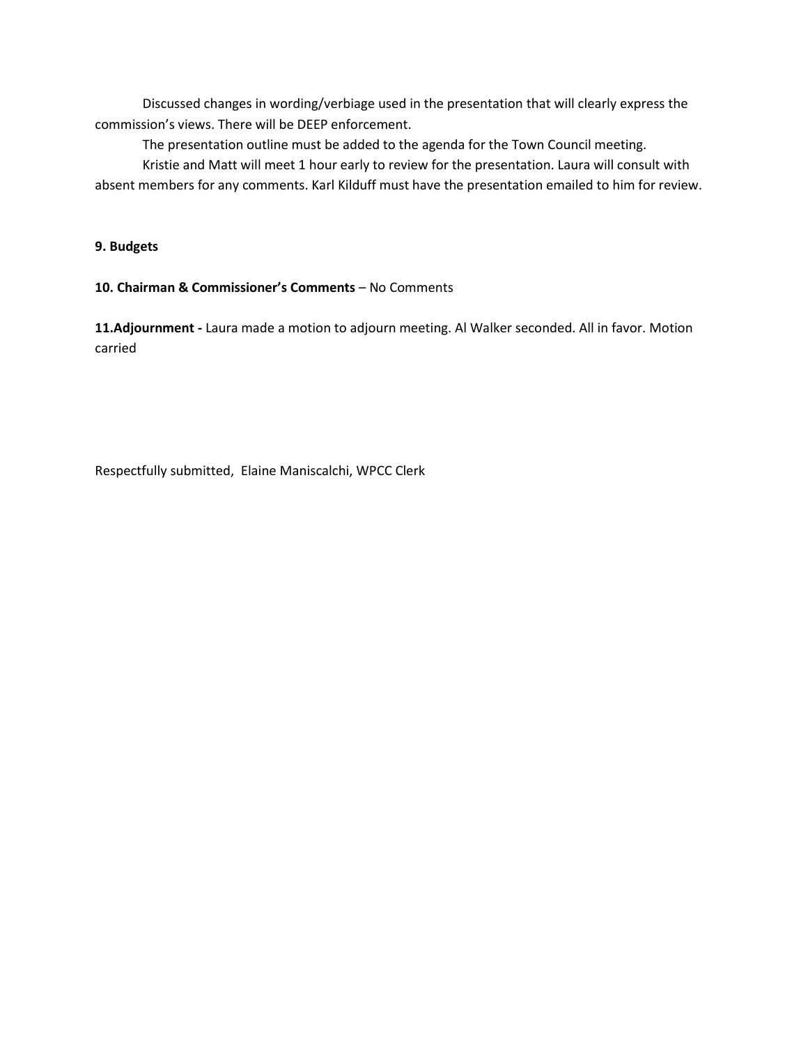Discussed changes in wording/verbiage used in the presentation that will clearly express the commission's views. There will be DEEP enforcement.

The presentation outline must be added to the agenda for the Town Council meeting.

Kristie and Matt will meet 1 hour early to review for the presentation. Laura will consult with absent members for any comments. Karl Kilduff must have the presentation emailed to him for review.

**9. Budgets**

**10. Chairman & Commissioner's Comments** – No Comments

**11.Adjournment -** Laura made a motion to adjourn meeting. Al Walker seconded. All in favor. Motion carried

Respectfully submitted, Elaine Maniscalchi, WPCC Clerk